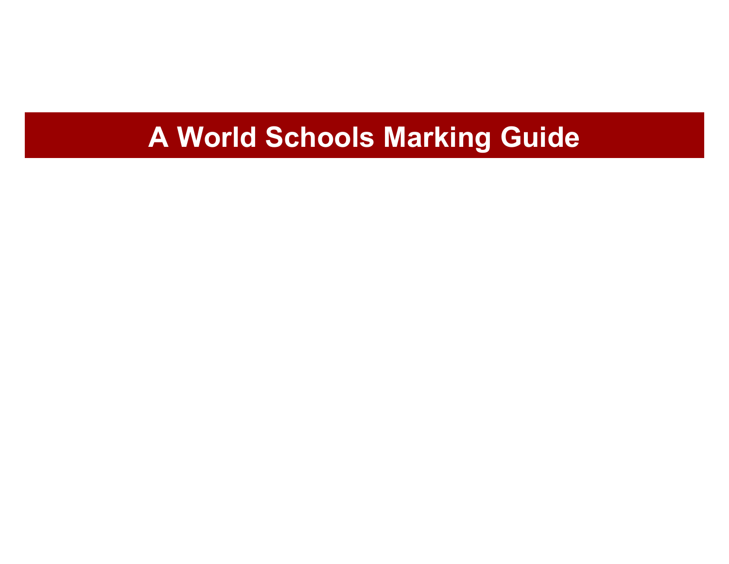# A World Schools Marking Guide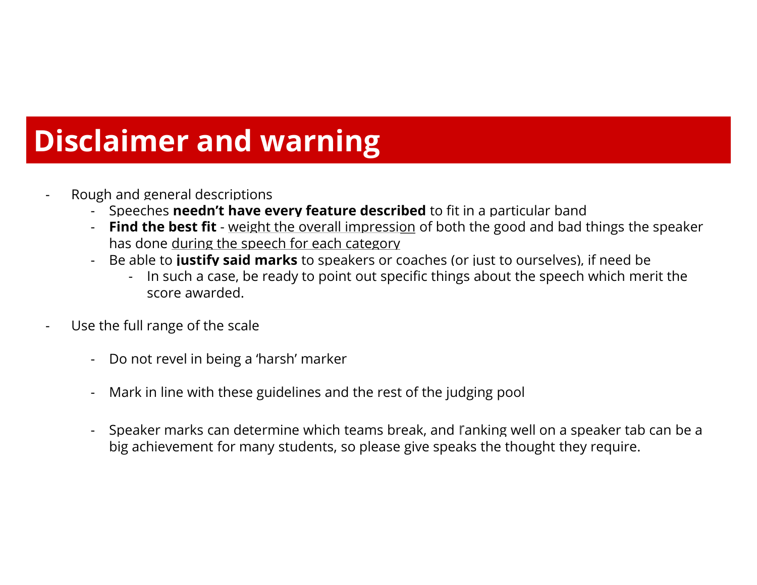# Disclaimer and warning

- Rough and general descriptions
  - Speeches **needn't have every feature described** to fit in a particular band
  - **Find the best fit** - weight the overall impression of both the good and bad things the speaker has done during the speech for each category
  - Be able to **justify said marks** to speakers or coaches (or just to ourselves), if need be
    - In such a case, be ready to point out specific things about the speech which merit the score awarded.
- Use the full range of the scale
  - Do not revel in being a 'harsh' marker
  - Mark in line with these guidelines and the rest of the judging pool
  - Speaker marks can determine which teams break, and ranking well on a speaker tab can be a big achievement for many students, so please give speaks the thought they require.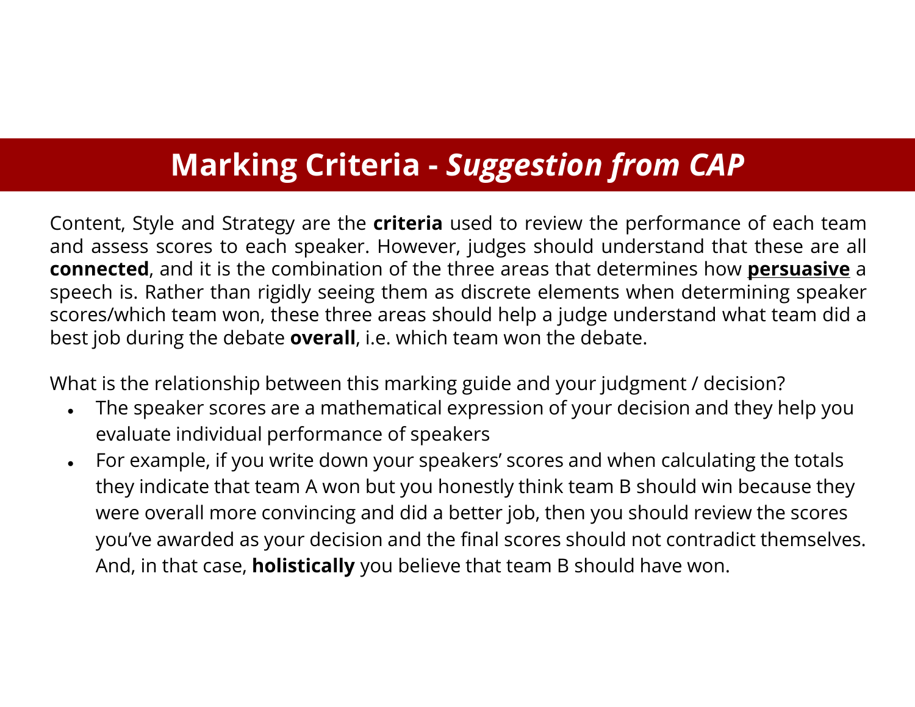# Marking Criteria - *Suggestion from CAP*

Content, Style and Strategy are the **criteria** used to review the performance of each team and assess scores to each speaker. However, judges should understand that these are all **connected**, and it is the combination of the three areas that determines how <u>**persuasive**</u> a speech is. Rather than rigidly seeing them as discrete elements when determining speaker scores/which team won, these three areas should help a judge understand what team did a best job during the debate **overall**, i.e. which team won the debate.

What is the relationship between this marking guide and your judgment / decision?

- The speaker scores are a mathematical expression of your decision and they help you evaluate individual performance of speakers
- For example, if you write down your speakers' scores and when calculating the totals they indicate that team A won but you honestly think team B should win because they were overall more convincing and did a better job, then you should review the scores you've awarded as your decision and the final scores should not contradict themselves. And, in that case, **holistically** you believe that team B should have won.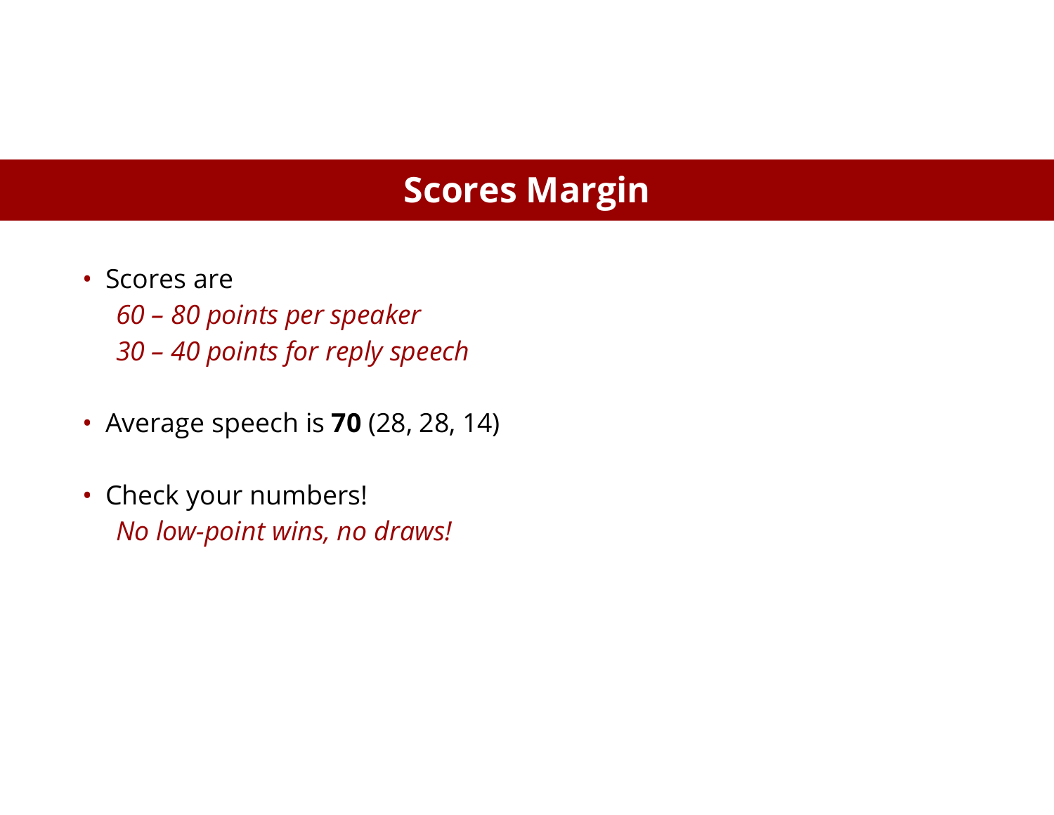# Scores Margin

- Scores are
  *60 – 80 points per speaker*
  *30 – 40 points for reply speech*

- Average speech is **70** (28, 28, 14)

- Check your numbers!
  *No low-point wins, no draws!*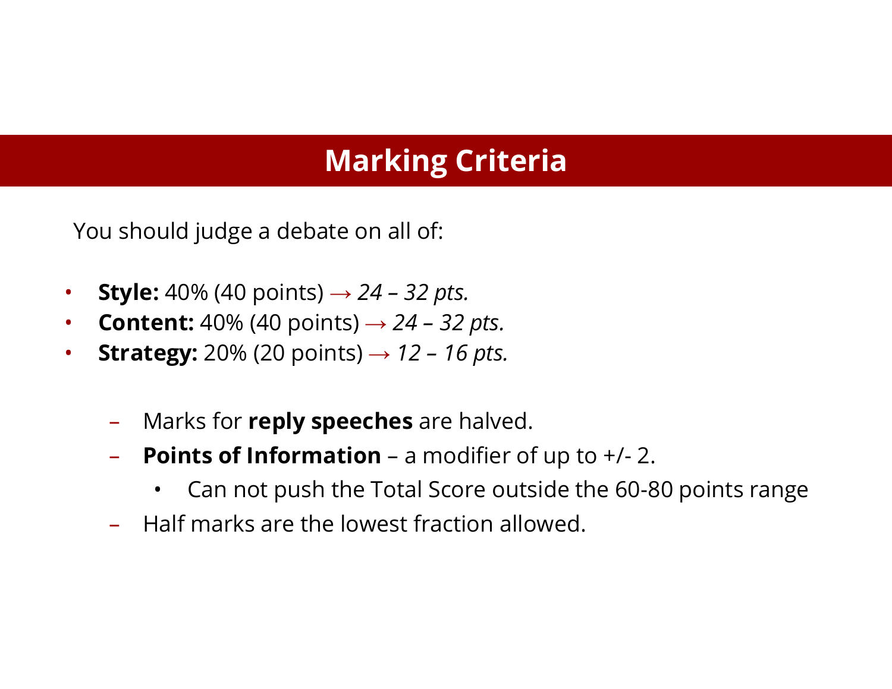## Marking Criteria

You should judge a debate on all of:

- **Style:** 40% (40 points) → *24 – 32 pts.*
- **Content:** 40% (40 points) → *24 – 32 pts.*
- **Strategy:** 20% (20 points) → *12 – 16 pts.*
  - Marks for **reply speeches** are halved.
  - **Points of Information** – a modifier of up to +/- 2.
    - Can not push the Total Score outside the 60-80 points range
  - Half marks are the lowest fraction allowed.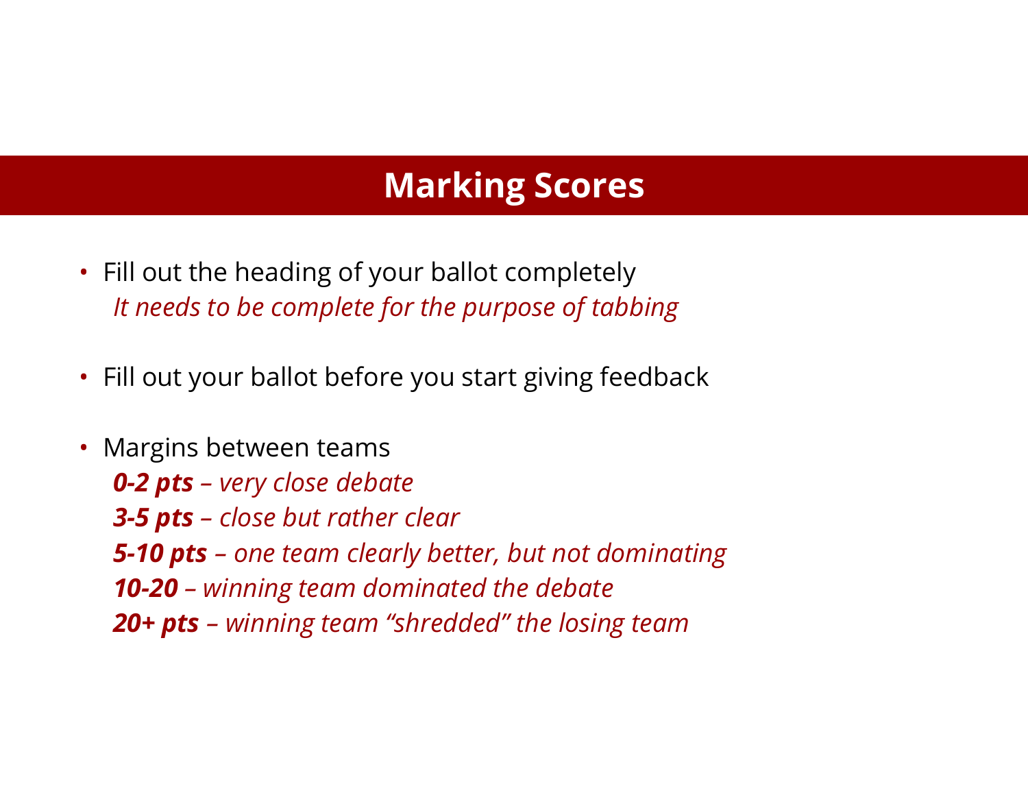# Marking Scores

- Fill out the heading of your ballot completely
  *It needs to be complete for the purpose of tabbing*

- Fill out your ballot before you start giving feedback

- Margins between teams
  ***0-2 pts*** *– very close debate*
  ***3-5 pts*** *– close but rather clear*
  ***5-10 pts*** *– one team clearly better, but not dominating*
  ***10-20*** *– winning team dominated the debate*
  ***20+ pts*** *– winning team "shredded" the losing team*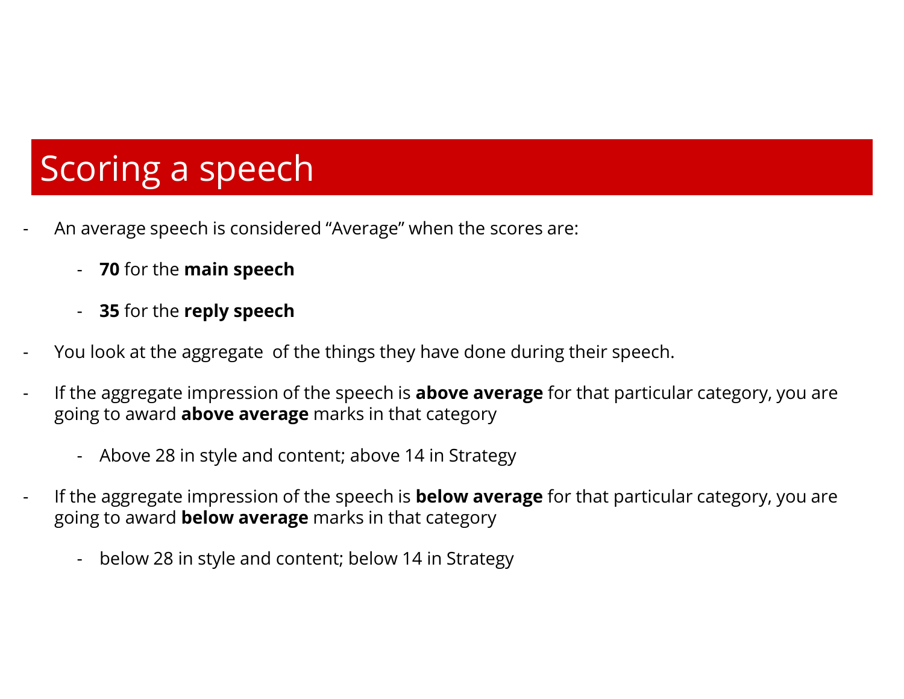# Scoring a speech

- An average speech is considered “Average” when the scores are:
  - **70** for the **main speech**
  - **35** for the **reply speech**
- You look at the aggregate  of the things they have done during their speech.
- If the aggregate impression of the speech is **above average** for that particular category, you are going to award **above average** marks in that category
  - Above 28 in style and content; above 14 in Strategy
- If the aggregate impression of the speech is **below average** for that particular category, you are going to award **below average** marks in that category
  - below 28 in style and content; below 14 in Strategy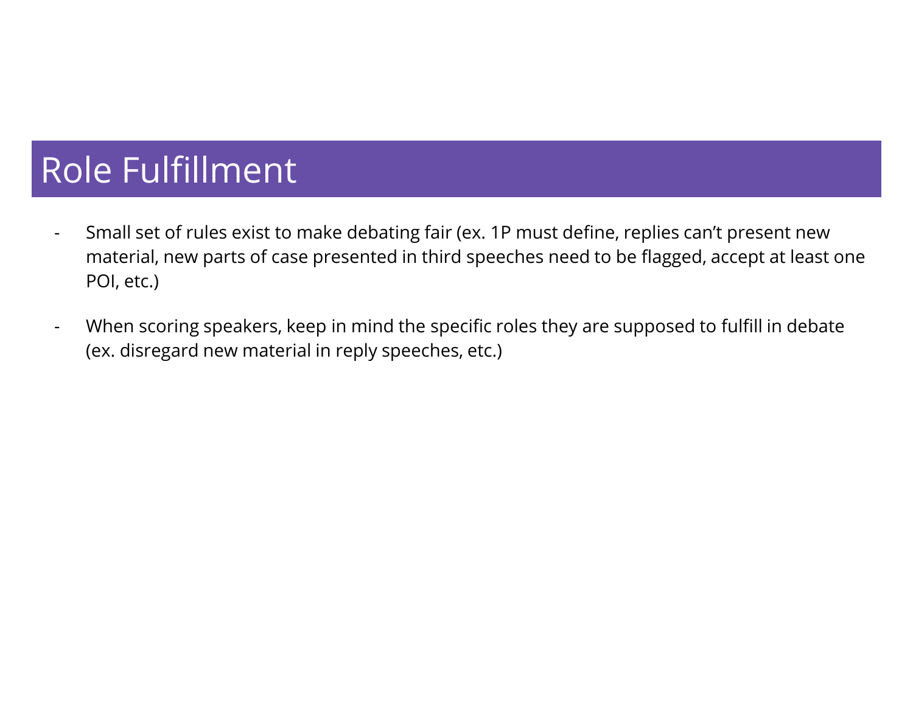# Role Fulfillment

- Small set of rules exist to make debating fair (ex. 1P must define, replies can't present new material, new parts of case presented in third speeches need to be flagged, accept at least one POI, etc.)
- When scoring speakers, keep in mind the specific roles they are supposed to fulfill in debate (ex. disregard new material in reply speeches, etc.)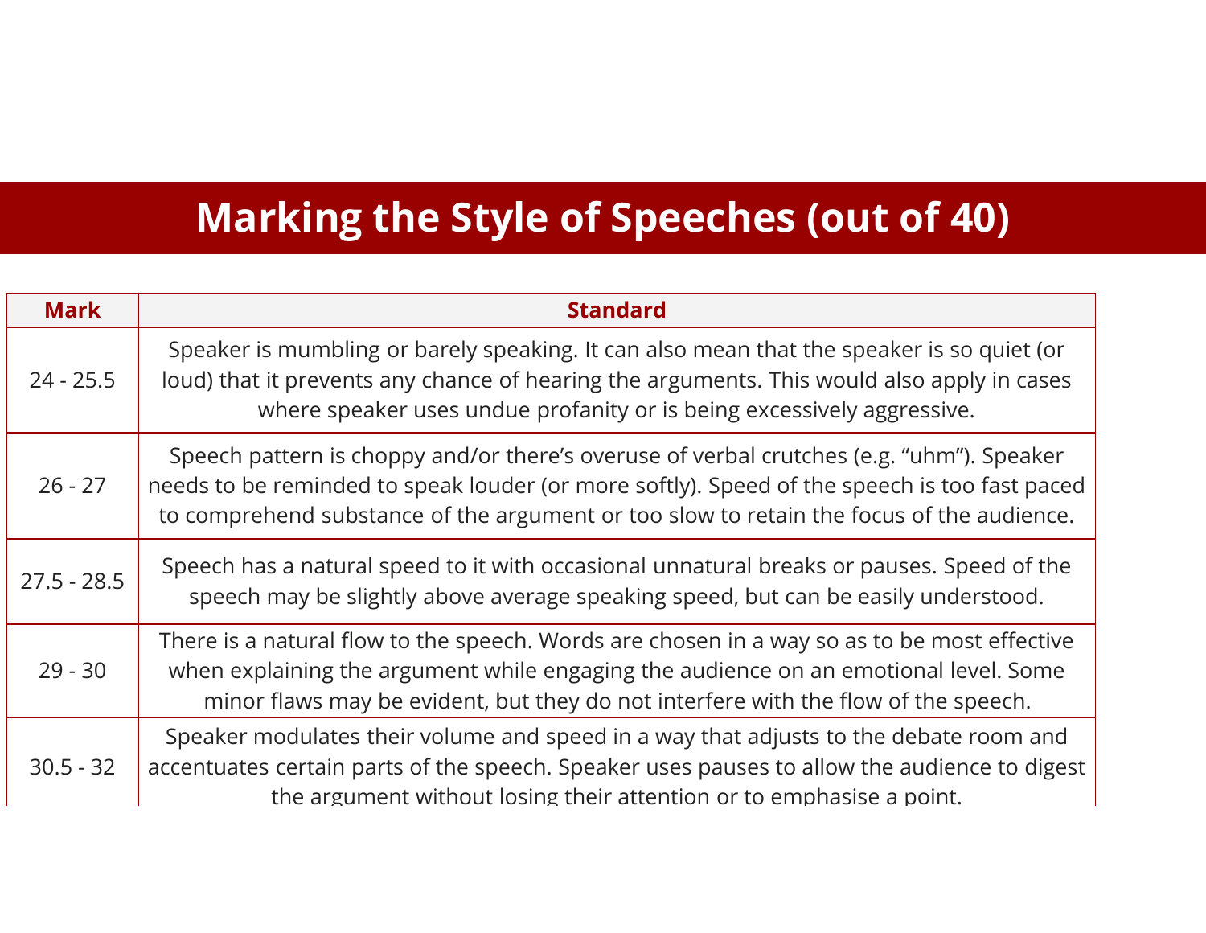# Marking the Style of Speeches (out of 40)

| Mark | Standard |
|---|---|
| 24 - 25.5 | Speaker is mumbling or barely speaking. It can also mean that the speaker is so quiet (or loud) that it prevents any chance of hearing the arguments. This would also apply in cases where speaker uses undue profanity or is being excessively aggressive. |
| 26 - 27 | Speech pattern is choppy and/or there's overuse of verbal crutches (e.g. "uhm"). Speaker needs to be reminded to speak louder (or more softly). Speed of the speech is too fast paced to comprehend substance of the argument or too slow to retain the focus of the audience. |
| 27.5 - 28.5 | Speech has a natural speed to it with occasional unnatural breaks or pauses. Speed of the speech may be slightly above average speaking speed, but can be easily understood. |
| 29 - 30 | There is a natural flow to the speech. Words are chosen in a way so as to be most effective when explaining the argument while engaging the audience on an emotional level. Some minor flaws may be evident, but they do not interfere with the flow of the speech. |
| 30.5 - 32 | Speaker modulates their volume and speed in a way that adjusts to the debate room and accentuates certain parts of the speech. Speaker uses pauses to allow the audience to digest the argument without losing their attention or to emphasise a point. |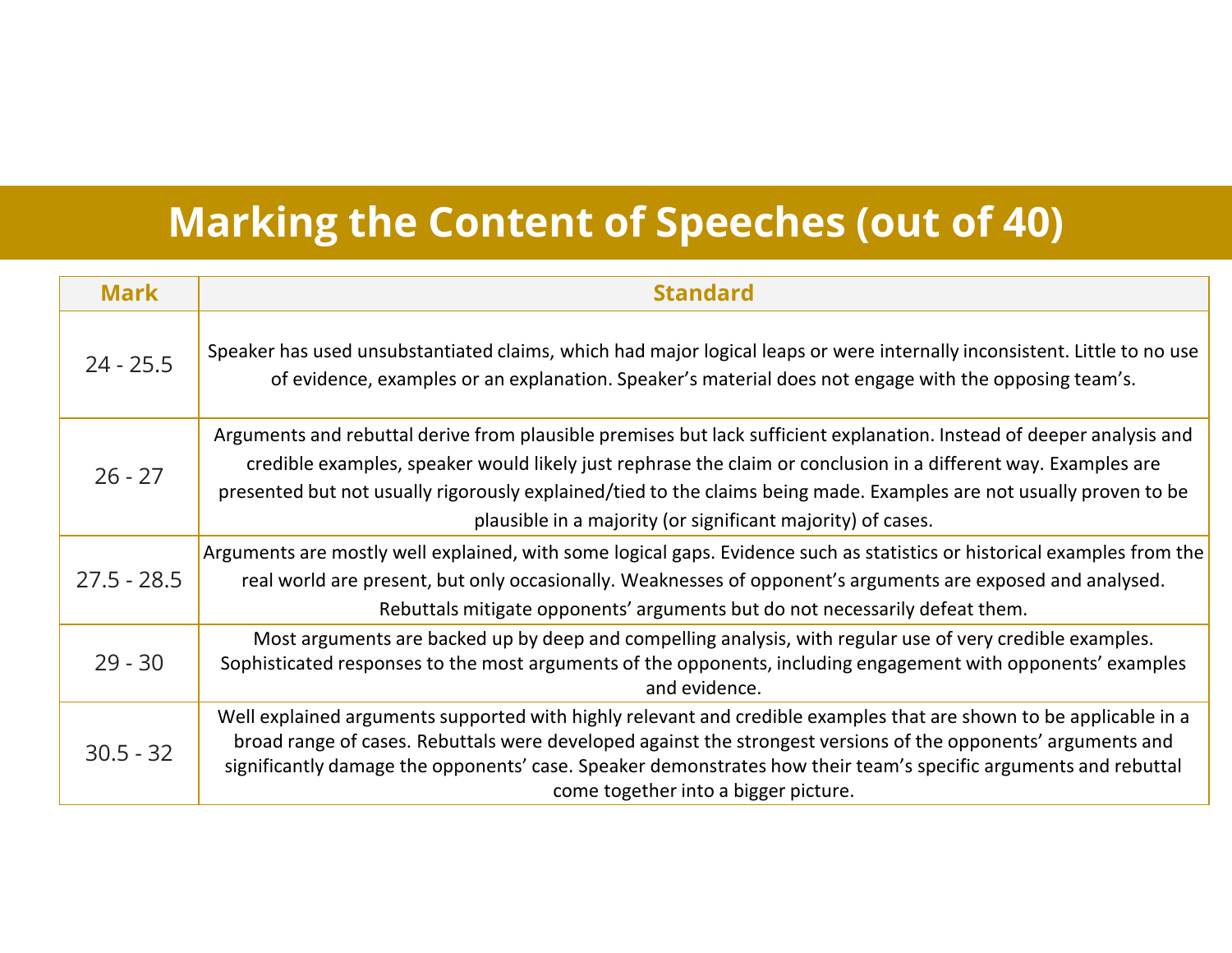# Marking the Content of Speeches (out of 40)

| Mark | Standard |
|---|---|
| 24 - 25.5 | Speaker has used unsubstantiated claims, which had major logical leaps or were internally inconsistent. Little to no use of evidence, examples or an explanation. Speaker's material does not engage with the opposing team's. |
| 26 - 27 | Arguments and rebuttal derive from plausible premises but lack sufficient explanation. Instead of deeper analysis and credible examples, speaker would likely just rephrase the claim or conclusion in a different way. Examples are presented but not usually rigorously explained/tied to the claims being made. Examples are not usually proven to be plausible in a majority (or significant majority) of cases. |
| 27.5 - 28.5 | Arguments are mostly well explained, with some logical gaps. Evidence such as statistics or historical examples from the real world are present, but only occasionally. Weaknesses of opponent's arguments are exposed and analysed. Rebuttals mitigate opponents' arguments but do not necessarily defeat them. |
| 29 - 30 | Most arguments are backed up by deep and compelling analysis, with regular use of very credible examples. Sophisticated responses to the most arguments of the opponents, including engagement with opponents' examples and evidence. |
| 30.5 - 32 | Well explained arguments supported with highly relevant and credible examples that are shown to be applicable in a broad range of cases. Rebuttals were developed against the strongest versions of the opponents' arguments and significantly damage the opponents' case. Speaker demonstrates how their team's specific arguments and rebuttal come together into a bigger picture. |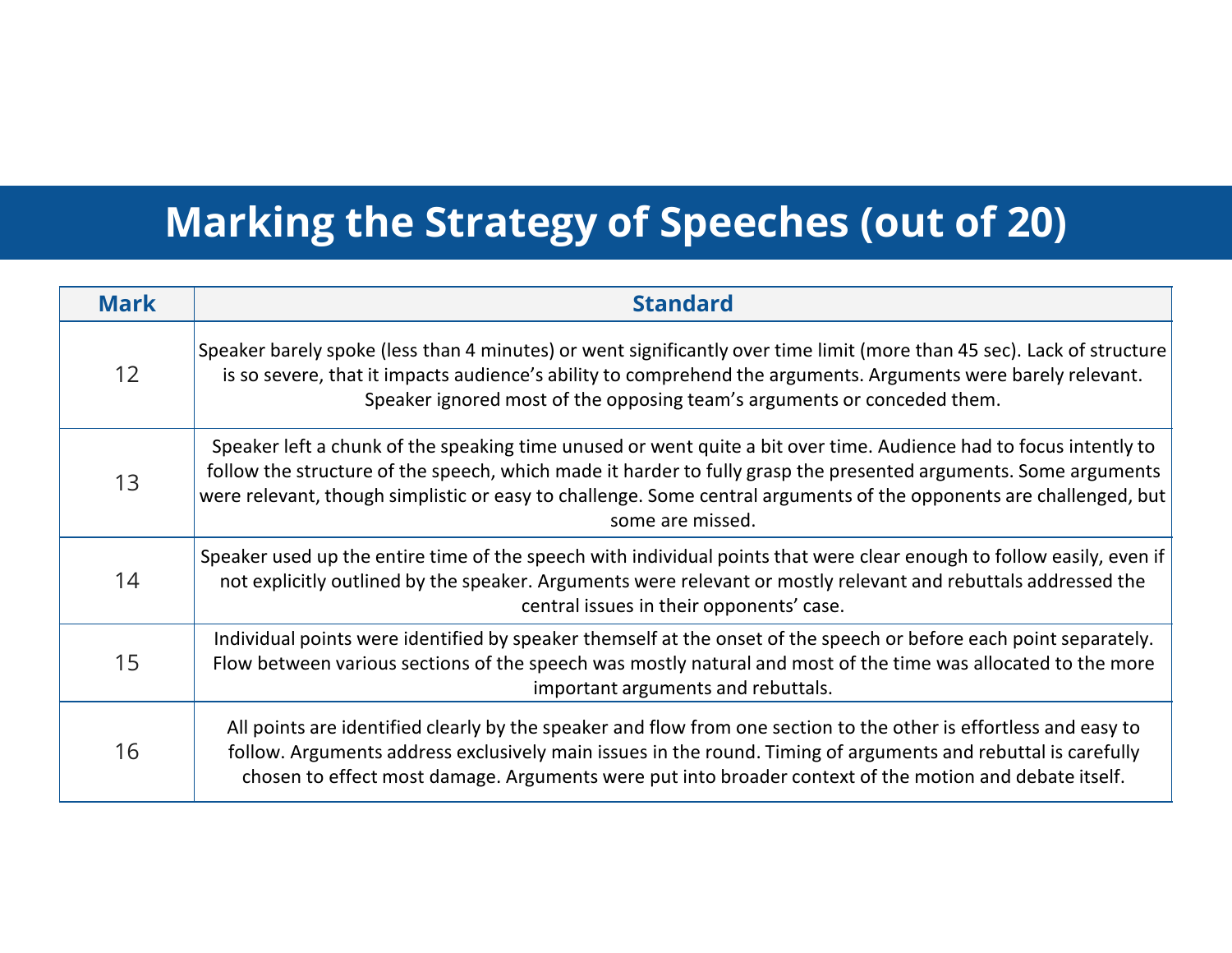# Marking the Strategy of Speeches (out of 20)

| Mark | Standard |
| --- | --- |
| 12 | Speaker barely spoke (less than 4 minutes) or went significantly over time limit (more than 45 sec). Lack of structure is so severe, that it impacts audience's ability to comprehend the arguments. Arguments were barely relevant. Speaker ignored most of the opposing team's arguments or conceded them. |
| 13 | Speaker left a chunk of the speaking time unused or went quite a bit over time. Audience had to focus intently to follow the structure of the speech, which made it harder to fully grasp the presented arguments. Some arguments were relevant, though simplistic or easy to challenge. Some central arguments of the opponents are challenged, but some are missed. |
| 14 | Speaker used up the entire time of the speech with individual points that were clear enough to follow easily, even if not explicitly outlined by the speaker. Arguments were relevant or mostly relevant and rebuttals addressed the central issues in their opponents' case. |
| 15 | Individual points were identified by speaker themself at the onset of the speech or before each point separately. Flow between various sections of the speech was mostly natural and most of the time was allocated to the more important arguments and rebuttals. |
| 16 | All points are identified clearly by the speaker and flow from one section to the other is effortless and easy to follow. Arguments address exclusively main issues in the round. Timing of arguments and rebuttal is carefully chosen to effect most damage. Arguments were put into broader context of the motion and debate itself. |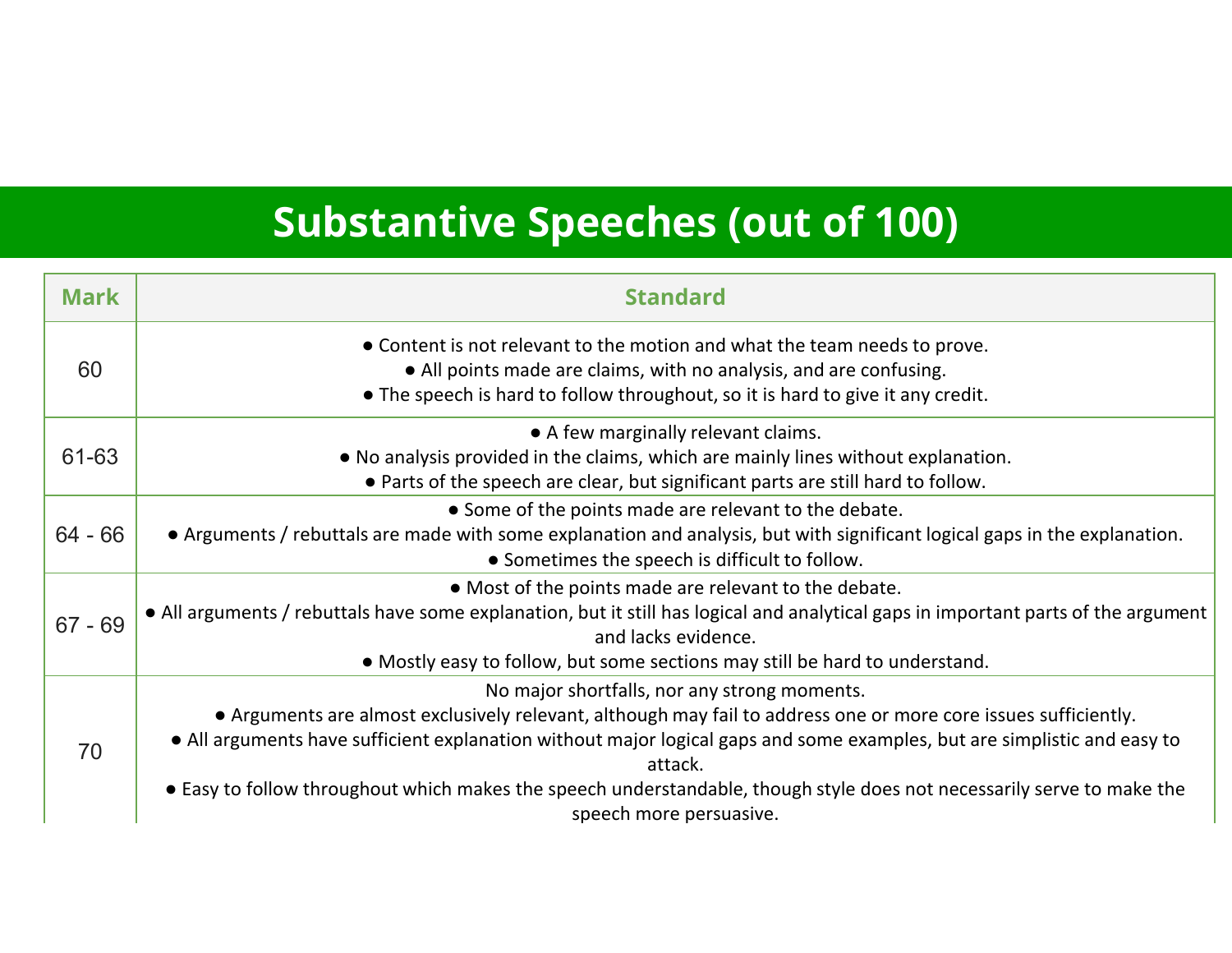# Substantive Speeches (out of 100)

| Mark | Standard |
| --- | --- |
| 60 | ● Content is not relevant to the motion and what the team needs to prove.<br>● All points made are claims, with no analysis, and are confusing.<br>● The speech is hard to follow throughout, so it is hard to give it any credit. |
| 61-63 | ● A few marginally relevant claims.<br>● No analysis provided in the claims, which are mainly lines without explanation.<br>● Parts of the speech are clear, but significant parts are still hard to follow. |
| 64 - 66 | ● Some of the points made are relevant to the debate.<br>● Arguments / rebuttals are made with some explanation and analysis, but with significant logical gaps in the explanation.<br>● Sometimes the speech is difficult to follow. |
| 67 - 69 | ● Most of the points made are relevant to the debate.<br>● All arguments / rebuttals have some explanation, but it still has logical and analytical gaps in important parts of the argument and lacks evidence.<br>● Mostly easy to follow, but some sections may still be hard to understand. |
| 70 | No major shortfalls, nor any strong moments.<br>● Arguments are almost exclusively relevant, although may fail to address one or more core issues sufficiently.<br>● All arguments have sufficient explanation without major logical gaps and some examples, but are simplistic and easy to attack.<br>● Easy to follow throughout which makes the speech understandable, though style does not necessarily serve to make the speech more persuasive. |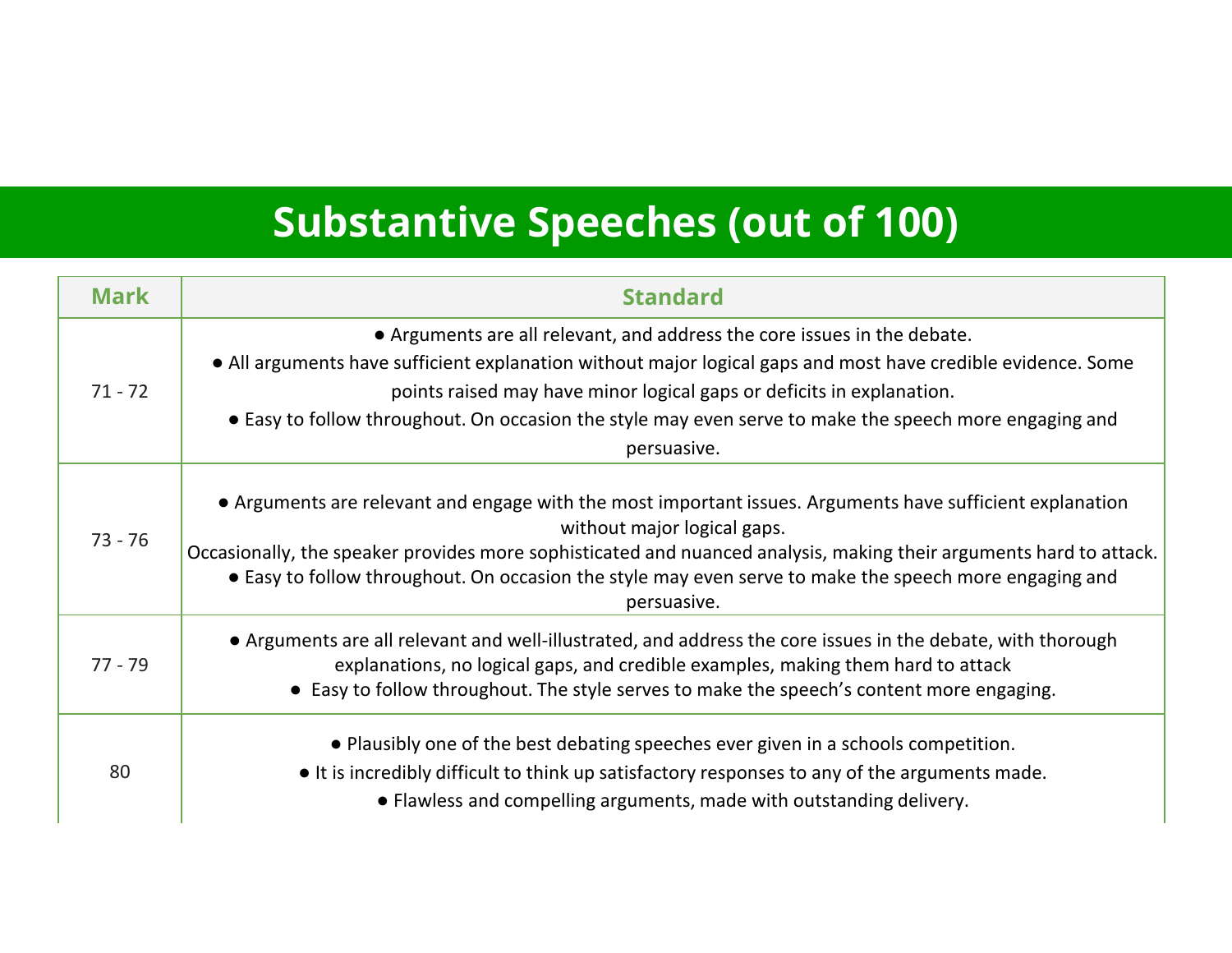# Substantive Speeches (out of 100)

| Mark | Standard |
|---|---|
| 71 - 72 | ● Arguments are all relevant, and address the core issues in the debate.<br>● All arguments have sufficient explanation without major logical gaps and most have credible evidence. Some points raised may have minor logical gaps or deficits in explanation.<br>● Easy to follow throughout. On occasion the style may even serve to make the speech more engaging and persuasive. |
| 73 - 76 | ● Arguments are relevant and engage with the most important issues. Arguments have sufficient explanation without major logical gaps.<br>Occasionally, the speaker provides more sophisticated and nuanced analysis, making their arguments hard to attack.<br>● Easy to follow throughout. On occasion the style may even serve to make the speech more engaging and persuasive. |
| 77 - 79 | ● Arguments are all relevant and well-illustrated, and address the core issues in the debate, with thorough explanations, no logical gaps, and credible examples, making them hard to attack<br>● Easy to follow throughout. The style serves to make the speech's content more engaging. |
| 80 | ● Plausibly one of the best debating speeches ever given in a schools competition.<br>● It is incredibly difficult to think up satisfactory responses to any of the arguments made.<br>● Flawless and compelling arguments, made with outstanding delivery. |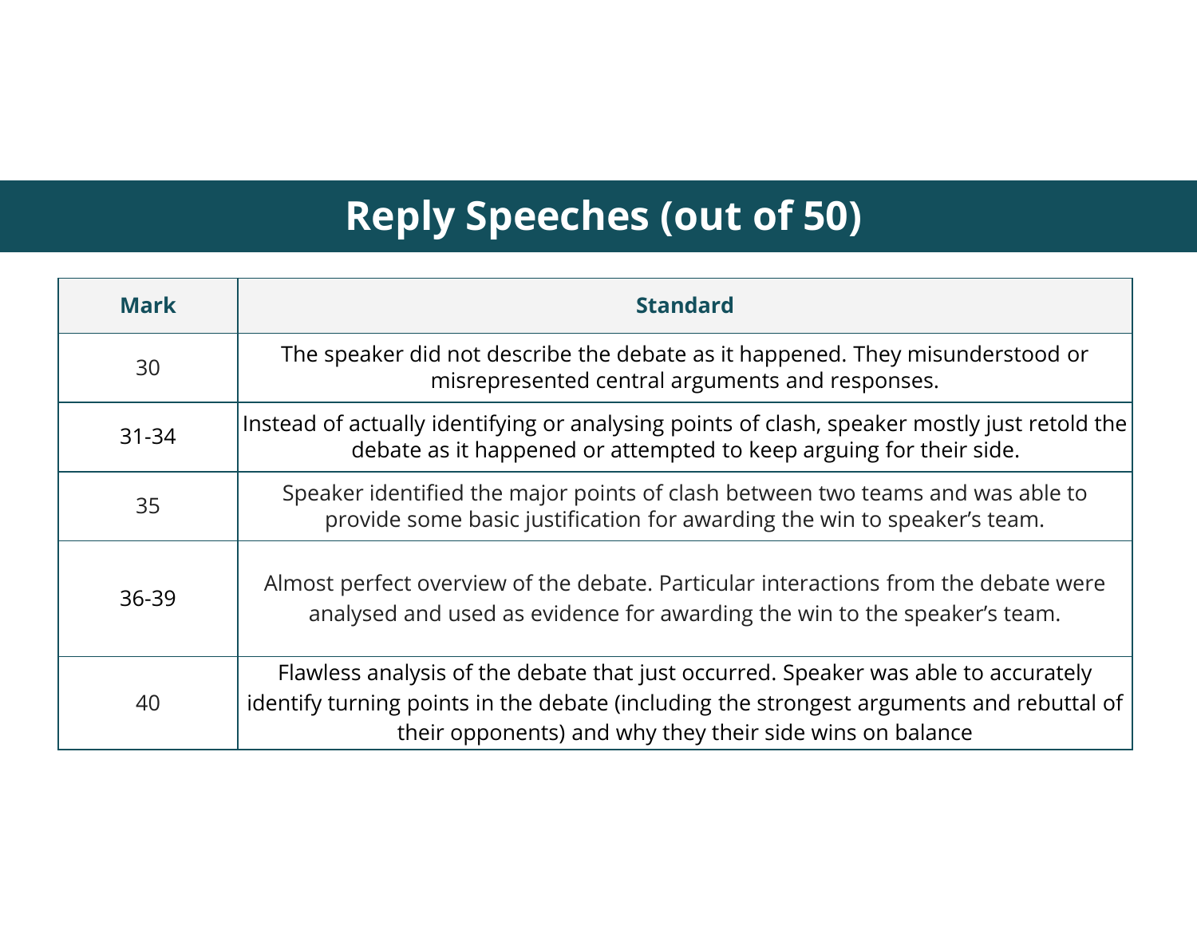# Reply Speeches (out of 50)

| Mark | Standard |
| --- | --- |
| 30 | The speaker did not describe the debate as it happened. They misunderstood or misrepresented central arguments and responses. |
| 31-34 | Instead of actually identifying or analysing points of clash, speaker mostly just retold the debate as it happened or attempted to keep arguing for their side. |
| 35 | Speaker identified the major points of clash between two teams and was able to provide some basic justification for awarding the win to speaker's team. |
| 36-39 | Almost perfect overview of the debate. Particular interactions from the debate were analysed and used as evidence for awarding the win to the speaker's team. |
| 40 | Flawless analysis of the debate that just occurred. Speaker was able to accurately identify turning points in the debate (including the strongest arguments and rebuttal of their opponents) and why they their side wins on balance |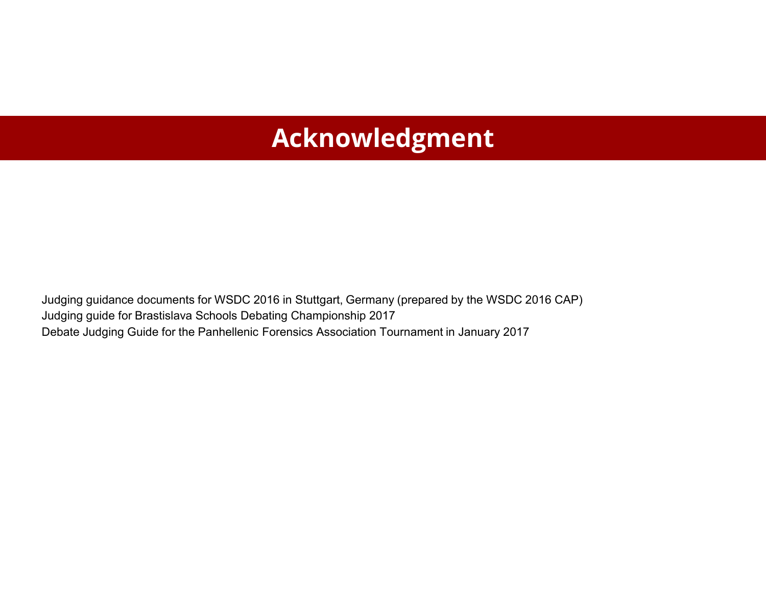# Acknowledgment

Judging guidance documents for WSDC 2016 in Stuttgart, Germany (prepared by the WSDC 2016 CAP)
Judging guide for Brastislava Schools Debating Championship 2017
Debate Judging Guide for the Panhellenic Forensics Association Tournament in January 2017